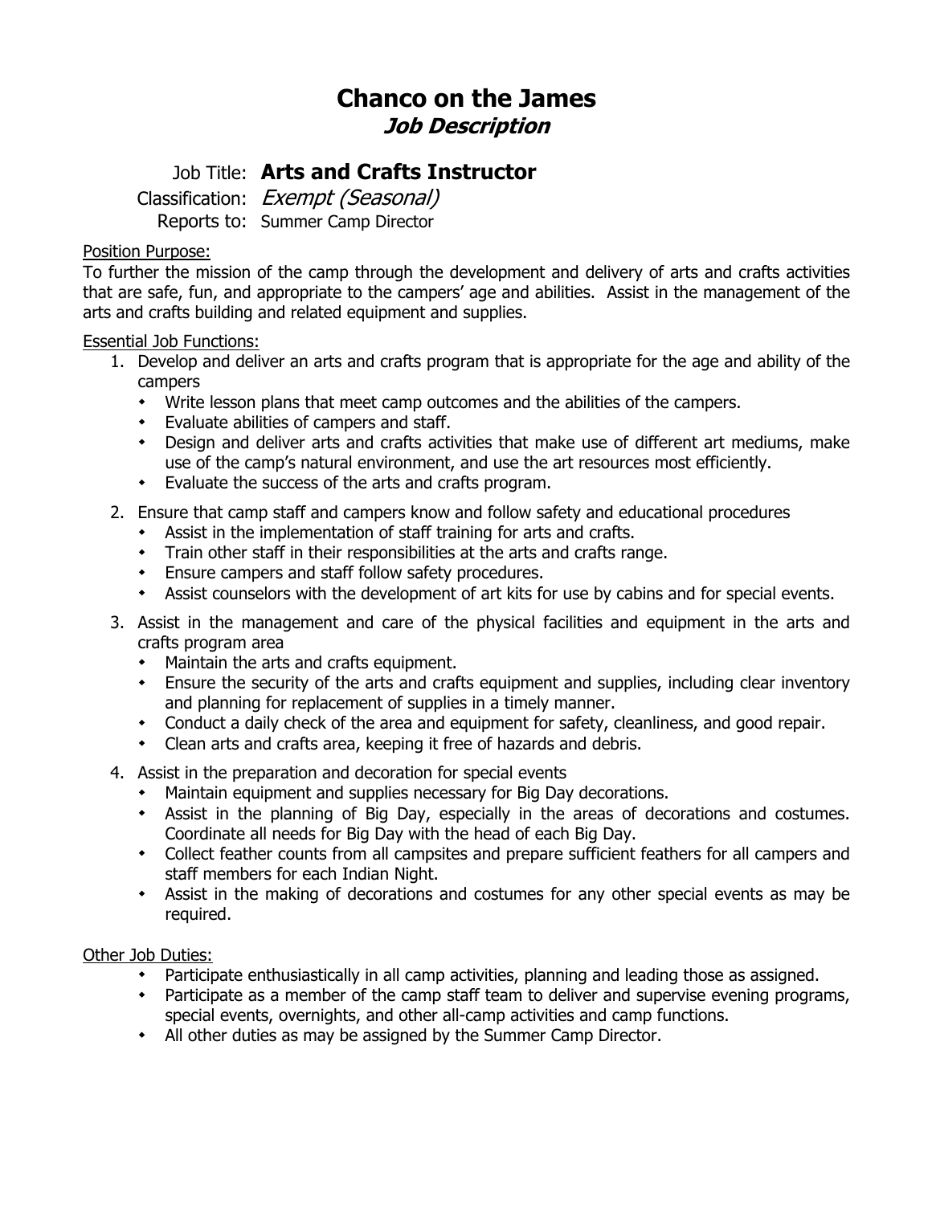# Chanco on the James

## *Job Description*

Job Title: **Arts and Crafts Instructor**

Classification: *Exempt (Seasonal)*

Reports to: Summer Camp Director

Position Purpose:

To further the mission of the camp through the development and delivery of arts and crafts activities that are safe, fun, and appropriate to the campers' age and abilities. Assist in the management of the arts and crafts building and related equipment and supplies.

Essential Job Functions:

1. Develop and deliver an arts and crafts program that is appropriate for the age and ability of the campers
   - Write lesson plans that meet camp outcomes and the abilities of the campers.
   - Evaluate abilities of campers and staff.
   - Design and deliver arts and crafts activities that make use of different art mediums, make use of the camp's natural environment, and use the art resources most efficiently.
   - Evaluate the success of the arts and crafts program.
2. Ensure that camp staff and campers know and follow safety and educational procedures
   - Assist in the implementation of staff training for arts and crafts.
   - Train other staff in their responsibilities at the arts and crafts range.
   - Ensure campers and staff follow safety procedures.
   - Assist counselors with the development of art kits for use by cabins and for special events.
3. Assist in the management and care of the physical facilities and equipment in the arts and crafts program area
   - Maintain the arts and crafts equipment.
   - Ensure the security of the arts and crafts equipment and supplies, including clear inventory and planning for replacement of supplies in a timely manner.
   - Conduct a daily check of the area and equipment for safety, cleanliness, and good repair.
   - Clean arts and crafts area, keeping it free of hazards and debris.
4. Assist in the preparation and decoration for special events
   - Maintain equipment and supplies necessary for Big Day decorations.
   - Assist in the planning of Big Day, especially in the areas of decorations and costumes. Coordinate all needs for Big Day with the head of each Big Day.
   - Collect feather counts from all campsites and prepare sufficient feathers for all campers and staff members for each Indian Night.
   - Assist in the making of decorations and costumes for any other special events as may be required.

Other Job Duties:

- Participate enthusiastically in all camp activities, planning and leading those as assigned.
- Participate as a member of the camp staff team to deliver and supervise evening programs, special events, overnights, and other all-camp activities and camp functions.
- All other duties as may be assigned by the Summer Camp Director.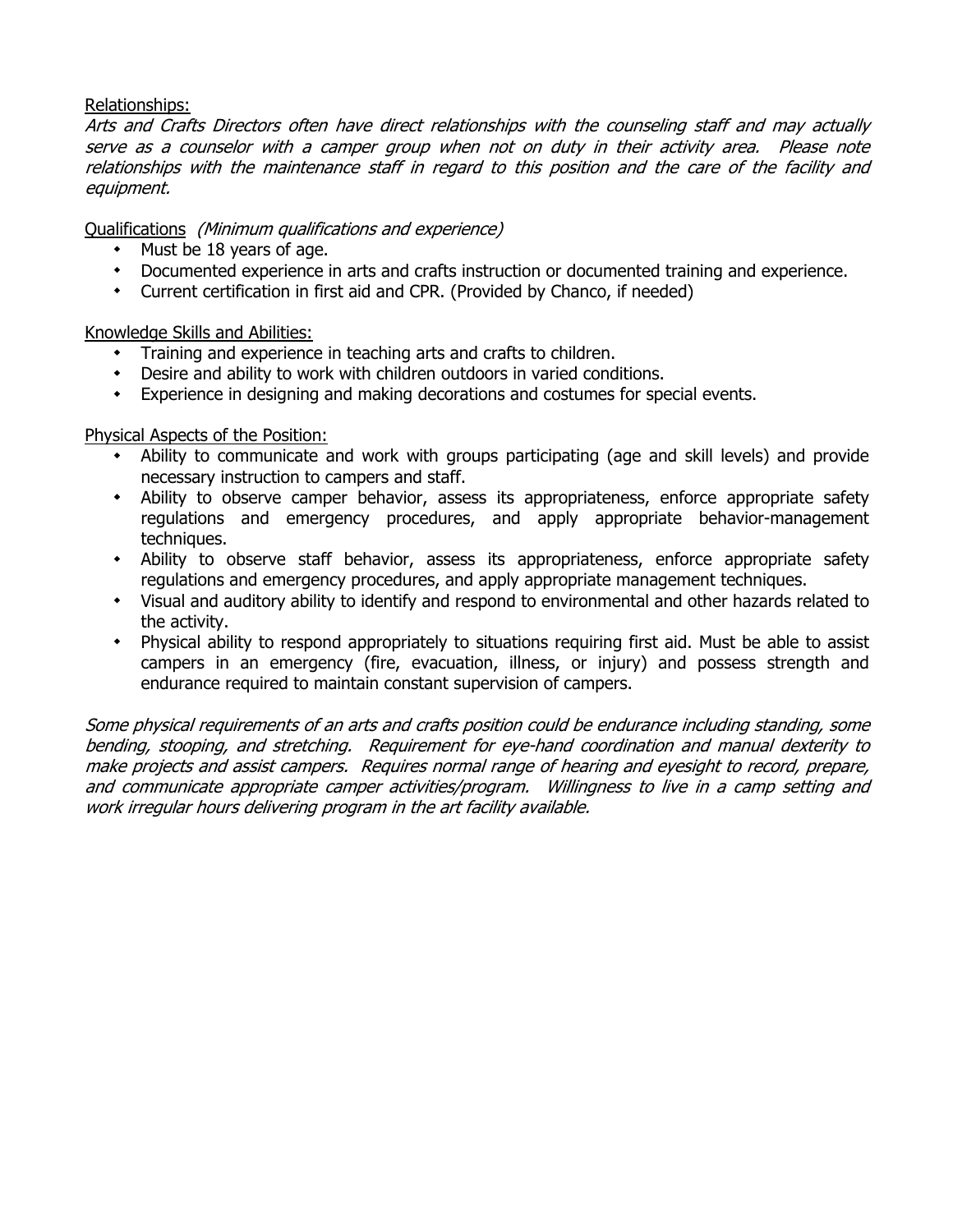Relationships:

*Arts and Crafts Directors often have direct relationships with the counseling staff and may actually serve as a counselor with a camper group when not on duty in their activity area. Please note relationships with the maintenance staff in regard to this position and the care of the facility and equipment.*

Qualifications *(Minimum qualifications and experience)*

- Must be 18 years of age.
- Documented experience in arts and crafts instruction or documented training and experience.
- Current certification in first aid and CPR. (Provided by Chanco, if needed)

Knowledge Skills and Abilities:

- Training and experience in teaching arts and crafts to children.
- Desire and ability to work with children outdoors in varied conditions.
- Experience in designing and making decorations and costumes for special events.

Physical Aspects of the Position:

- Ability to communicate and work with groups participating (age and skill levels) and provide necessary instruction to campers and staff.
- Ability to observe camper behavior, assess its appropriateness, enforce appropriate safety regulations and emergency procedures, and apply appropriate behavior-management techniques.
- Ability to observe staff behavior, assess its appropriateness, enforce appropriate safety regulations and emergency procedures, and apply appropriate management techniques.
- Visual and auditory ability to identify and respond to environmental and other hazards related to the activity.
- Physical ability to respond appropriately to situations requiring first aid. Must be able to assist campers in an emergency (fire, evacuation, illness, or injury) and possess strength and endurance required to maintain constant supervision of campers.

*Some physical requirements of an arts and crafts position could be endurance including standing, some bending, stooping, and stretching. Requirement for eye-hand coordination and manual dexterity to make projects and assist campers. Requires normal range of hearing and eyesight to record, prepare, and communicate appropriate camper activities/program. Willingness to live in a camp setting and work irregular hours delivering program in the art facility available.*